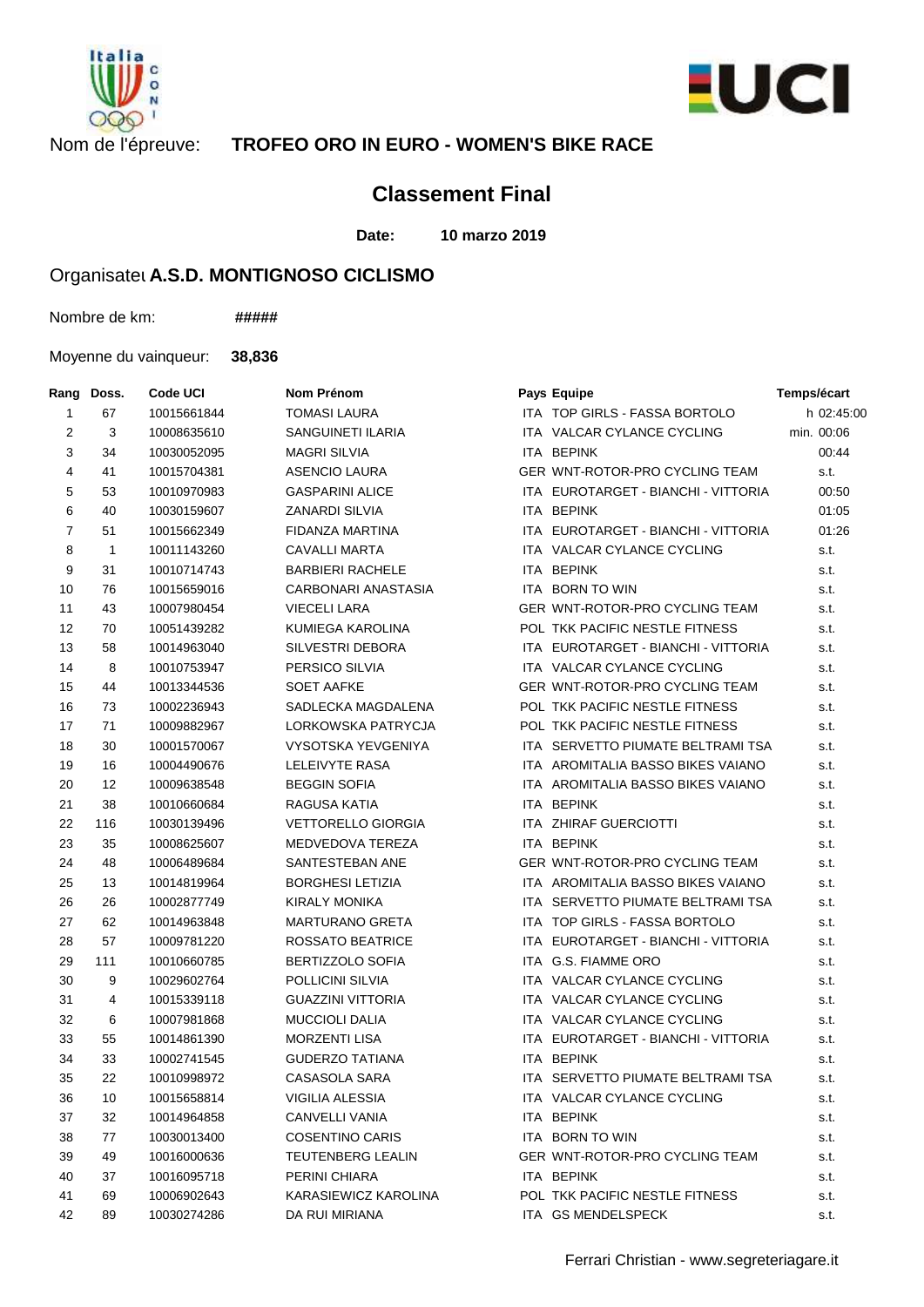Nom de l'épreuve: **TROFEO ORO IN EURO - WOMEN'S BIKE RACE**

## Classement Final

**Date: 10 marzo 2019**

Organisateı **A.S.D. MONTIGNOSO CICLISMO**

Nombre de km: **#####**

Moyenne du vainqueur: **38,836**

| Rang | Doss. | Code UCI | Nom Prénom | Pays | Equipe | Temps/écart |
|---|---|---|---|---|---|---|
| 1 | 67 | 10015661844 | TOMASI LAURA | ITA | TOP GIRLS - FASSA BORTOLO | h 02:45:00 |
| 2 | 3 | 10008635610 | SANGUINETI ILARIA | ITA | VALCAR CYLANCE CYCLING | min. 00:06 |
| 3 | 34 | 10030052095 | MAGRI SILVIA | ITA | BEPINK | 00:44 |
| 4 | 41 | 10015704381 | ASENCIO LAURA | GER | WNT-ROTOR-PRO CYCLING TEAM | s.t. |
| 5 | 53 | 10010970983 | GASPARINI ALICE | ITA | EUROTARGET - BIANCHI - VITTORIA | 00:50 |
| 6 | 40 | 10030159607 | ZANARDI SILVIA | ITA | BEPINK | 01:05 |
| 7 | 51 | 10015662349 | FIDANZA MARTINA | ITA | EUROTARGET - BIANCHI - VITTORIA | 01:26 |
| 8 | 1 | 10011143260 | CAVALLI MARTA | ITA | VALCAR CYLANCE CYCLING | s.t. |
| 9 | 31 | 10010714743 | BARBIERI RACHELE | ITA | BEPINK | s.t. |
| 10 | 76 | 10015659016 | CARBONARI ANASTASIA | ITA | BORN TO WIN | s.t. |
| 11 | 43 | 10007980454 | VIECELI LARA | GER | WNT-ROTOR-PRO CYCLING TEAM | s.t. |
| 12 | 70 | 10051439282 | KUMIEGA KAROLINA | POL | TKK PACIFIC NESTLE FITNESS | s.t. |
| 13 | 58 | 10014963040 | SILVESTRI DEBORA | ITA | EUROTARGET - BIANCHI - VITTORIA | s.t. |
| 14 | 8 | 10010753947 | PERSICO SILVIA | ITA | VALCAR CYLANCE CYCLING | s.t. |
| 15 | 44 | 10013344536 | SOET AAFKE | GER | WNT-ROTOR-PRO CYCLING TEAM | s.t. |
| 16 | 73 | 10002236943 | SADLECKA MAGDALENA | POL | TKK PACIFIC NESTLE FITNESS | s.t. |
| 17 | 71 | 10009882967 | LORKOWSKA PATRYCJA | POL | TKK PACIFIC NESTLE FITNESS | s.t. |
| 18 | 30 | 10001570067 | VYSOTSKA YEVGENIYA | ITA | SERVETTO PIUMATE BELTRAMI TSA | s.t. |
| 19 | 16 | 10004490676 | LELEIVYTE RASA | ITA | AROMITALIA BASSO BIKES VAIANO | s.t. |
| 20 | 12 | 10009638548 | BEGGIN SOFIA | ITA | AROMITALIA BASSO BIKES VAIANO | s.t. |
| 21 | 38 | 10010660684 | RAGUSA KATIA | ITA | BEPINK | s.t. |
| 22 | 116 | 10030139496 | VETTORELLO GIORGIA | ITA | ZHIRAF GUERCIOTTI | s.t. |
| 23 | 35 | 10008625607 | MEDVEDOVA TEREZA | ITA | BEPINK | s.t. |
| 24 | 48 | 10006489684 | SANTESTEBAN ANE | GER | WNT-ROTOR-PRO CYCLING TEAM | s.t. |
| 25 | 13 | 10014819964 | BORGHESI LETIZIA | ITA | AROMITALIA BASSO BIKES VAIANO | s.t. |
| 26 | 26 | 10002877749 | KIRALY MONIKA | ITA | SERVETTO PIUMATE BELTRAMI TSA | s.t. |
| 27 | 62 | 10014963848 | MARTURANO GRETA | ITA | TOP GIRLS - FASSA BORTOLO | s.t. |
| 28 | 57 | 10009781220 | ROSSATO BEATRICE | ITA | EUROTARGET - BIANCHI - VITTORIA | s.t. |
| 29 | 111 | 10010660785 | BERTIZZOLO SOFIA | ITA | G.S. FIAMME ORO | s.t. |
| 30 | 9 | 10029602764 | POLLICINI SILVIA | ITA | VALCAR CYLANCE CYCLING | s.t. |
| 31 | 4 | 10015339118 | GUAZZINI VITTORIA | ITA | VALCAR CYLANCE CYCLING | s.t. |
| 32 | 6 | 10007981868 | MUCCIOLI DALIA | ITA | VALCAR CYLANCE CYCLING | s.t. |
| 33 | 55 | 10014861390 | MORZENTI LISA | ITA | EUROTARGET - BIANCHI - VITTORIA | s.t. |
| 34 | 33 | 10002741545 | GUDERZO TATIANA | ITA | BEPINK | s.t. |
| 35 | 22 | 10010998972 | CASASOLA SARA | ITA | SERVETTO PIUMATE BELTRAMI TSA | s.t. |
| 36 | 10 | 10015658814 | VIGILIA ALESSIA | ITA | VALCAR CYLANCE CYCLING | s.t. |
| 37 | 32 | 10014964858 | CANVELLI VANIA | ITA | BEPINK | s.t. |
| 38 | 77 | 10030013400 | COSENTINO CARIS | ITA | BORN TO WIN | s.t. |
| 39 | 49 | 10016000636 | TEUTENBERG LEALIN | GER | WNT-ROTOR-PRO CYCLING TEAM | s.t. |
| 40 | 37 | 10016095718 | PERINI CHIARA | ITA | BEPINK | s.t. |
| 41 | 69 | 10006902643 | KARASIEWICZ KAROLINA | POL | TKK PACIFIC NESTLE FITNESS | s.t. |
| 42 | 89 | 10030274286 | DA RUI MIRIANA | ITA | GS MENDELSPECK | s.t. |

Ferrari Christian - www.segreteriagare.it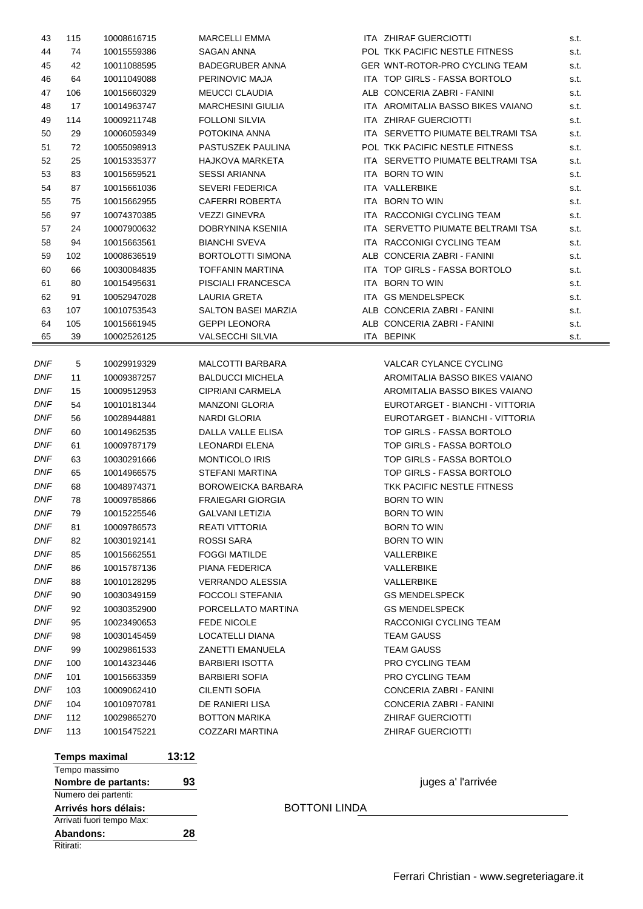| | | | | | | |
|---|---|---|---|---|---|---|
| 43 | 115 | 10008616715 | MARCELLI EMMA | ITA | ZHIRAF GUERCIOTTI | s.t. |
| 44 | 74 | 10015559386 | SAGAN ANNA | POL | TKK PACIFIC NESTLE FITNESS | s.t. |
| 45 | 42 | 10011088595 | BADEGRUBER ANNA | GER | WNT-ROTOR-PRO CYCLING TEAM | s.t. |
| 46 | 64 | 10011049088 | PERINOVIC MAJA | ITA | TOP GIRLS - FASSA BORTOLO | s.t. |
| 47 | 106 | 10015660329 | MEUCCI CLAUDIA | ALB | CONCERIA ZABRI - FANINI | s.t. |
| 48 | 17 | 10014963747 | MARCHESINI GIULIA | ITA | AROMITALIA BASSO BIKES VAIANO | s.t. |
| 49 | 114 | 10009211748 | FOLLONI SILVIA | ITA | ZHIRAF GUERCIOTTI | s.t. |
| 50 | 29 | 10006059349 | POTOKINA ANNA | ITA | SERVETTO PIUMATE BELTRAMI TSA | s.t. |
| 51 | 72 | 10055098913 | PASTUSZEK PAULINA | POL | TKK PACIFIC NESTLE FITNESS | s.t. |
| 52 | 25 | 10015335377 | HAJKOVA MARKETA | ITA | SERVETTO PIUMATE BELTRAMI TSA | s.t. |
| 53 | 83 | 10015659521 | SESSI ARIANNA | ITA | BORN TO WIN | s.t. |
| 54 | 87 | 10015661036 | SEVERI FEDERICA | ITA | VALLERBIKE | s.t. |
| 55 | 75 | 10015662955 | CAFERRI ROBERTA | ITA | BORN TO WIN | s.t. |
| 56 | 97 | 10074370385 | VEZZI GINEVRA | ITA | RACCONIGI CYCLING TEAM | s.t. |
| 57 | 24 | 10007900632 | DOBRYNINA KSENIIA | ITA | SERVETTO PIUMATE BELTRAMI TSA | s.t. |
| 58 | 94 | 10015663561 | BIANCHI SVEVA | ITA | RACCONIGI CYCLING TEAM | s.t. |
| 59 | 102 | 10008636519 | BORTOLOTTI SIMONA | ALB | CONCERIA ZABRI - FANINI | s.t. |
| 60 | 66 | 10030084835 | TOFFANIN MARTINA | ITA | TOP GIRLS - FASSA BORTOLO | s.t. |
| 61 | 80 | 10015495631 | PISCIALI FRANCESCA | ITA | BORN TO WIN | s.t. |
| 62 | 91 | 10052947028 | LAURIA GRETA | ITA | GS MENDELSPECK | s.t. |
| 63 | 107 | 10010753543 | SALTON BASEI MARZIA | ALB | CONCERIA ZABRI - FANINI | s.t. |
| 64 | 105 | 10015661945 | GEPPI LEONORA | ALB | CONCERIA ZABRI - FANINI | s.t. |
| 65 | 39 | 10002526125 | VALSECCHI SILVIA | ITA | BEPINK | s.t. |

| | | | | |
|---|---|---|---|---|
| DNF | 5 | 10029919329 | MALCOTTI BARBARA | VALCAR CYLANCE CYCLING |
| DNF | 11 | 10009387257 | BALDUCCI MICHELA | AROMITALIA BASSO BIKES VAIANO |
| DNF | 15 | 10009512953 | CIPRIANI CARMELA | AROMITALIA BASSO BIKES VAIANO |
| DNF | 54 | 10010181344 | MANZONI GLORIA | EUROTARGET - BIANCHI - VITTORIA |
| DNF | 56 | 10028944881 | NARDI GLORIA | EUROTARGET - BIANCHI - VITTORIA |
| DNF | 60 | 10014962535 | DALLA VALLE ELISA | TOP GIRLS - FASSA BORTOLO |
| DNF | 61 | 10009787179 | LEONARDI ELENA | TOP GIRLS - FASSA BORTOLO |
| DNF | 63 | 10030291666 | MONTICOLO IRIS | TOP GIRLS - FASSA BORTOLO |
| DNF | 65 | 10014966575 | STEFANI MARTINA | TOP GIRLS - FASSA BORTOLO |
| DNF | 68 | 10048974371 | BOROWEICKA BARBARA | TKK PACIFIC NESTLE FITNESS |
| DNF | 78 | 10009785866 | FRAIEGARI GIORGIA | BORN TO WIN |
| DNF | 79 | 10015225546 | GALVANI LETIZIA | BORN TO WIN |
| DNF | 81 | 10009786573 | REATI VITTORIA | BORN TO WIN |
| DNF | 82 | 10030192141 | ROSSI SARA | BORN TO WIN |
| DNF | 85 | 10015662551 | FOGGI MATILDE | VALLERBIKE |
| DNF | 86 | 10015787136 | PIANA FEDERICA | VALLERBIKE |
| DNF | 88 | 10010128295 | VERRANDO ALESSIA | VALLERBIKE |
| DNF | 90 | 10030349159 | FOCCOLI STEFANIA | GS MENDELSPECK |
| DNF | 92 | 10030352900 | PORCELLATO MARTINA | GS MENDELSPECK |
| DNF | 95 | 10023490653 | FEDE NICOLE | RACCONIGI CYCLING TEAM |
| DNF | 98 | 10030145459 | LOCATELLI DIANA | TEAM GAUSS |
| DNF | 99 | 10029861533 | ZANETTI EMANUELA | TEAM GAUSS |
| DNF | 100 | 10014323446 | BARBIERI ISOTTA | PRO CYCLING TEAM |
| DNF | 101 | 10015663359 | BARBIERI SOFIA | PRO CYCLING TEAM |
| DNF | 103 | 10009062410 | CILENTI SOFIA | CONCERIA ZABRI - FANINI |
| DNF | 104 | 10010970781 | DE RANIERI LISA | CONCERIA ZABRI - FANINI |
| DNF | 112 | 10029865270 | BOTTON MARIKA | ZHIRAF GUERCIOTTI |
| DNF | 113 | 10015475221 | COZZARI MARTINA | ZHIRAF GUERCIOTTI |

| | |
|---|---|
| **Temps maximal** | **13:12** |
| Tempo massimo | |
| **Nombre de partants:** | **93** |
| Numero dei partenti: | |
| **Arrivés hors délais:** | |
| Arrivati fuori tempo Max: | |
| **Abandons:** | **28** |
| Ritirati: | |

juges a' l'arrivée

BOTTONI LINDA

Ferrari Christian - www.segreteriagare.it